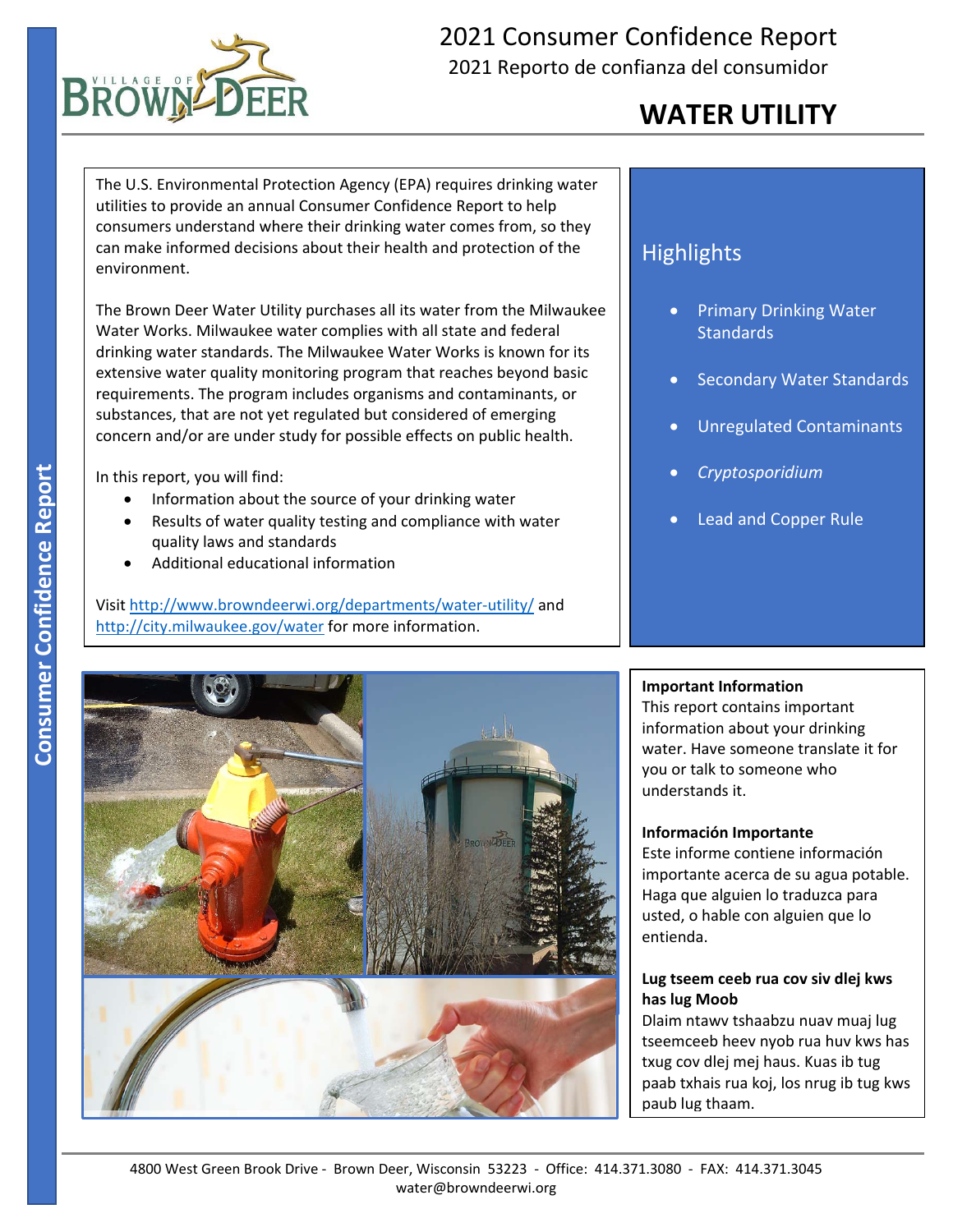# 2021 Consumer Confidence Report

2021 Reporto de confianza del consumidor

## WATER UTILITY

The U.S. Environmental Protection Agency (EPA) requires drinking water utilities to provide an annual Consumer Confidence Report to help consumers understand where their drinking water comes from, so they can make informed decisions about their health and protection of the environment.

The Brown Deer Water Utility purchases all its water from the Milwaukee Water Works. Milwaukee water complies with all state and federal drinking water standards. The Milwaukee Water Works is known for its extensive water quality monitoring program that reaches beyond basic requirements. The program includes organisms and contaminants, or substances, that are not yet regulated but considered of emerging concern and/or are under study for possible effects on public health.

In this report, you will find:

- Information about the source of your drinking water
- Results of water quality testing and compliance with water quality laws and standards
- Additional educational information

Visit http://www.browndeerwi.org/departments/water-utility/ and http://city.milwaukee.gov/water for more information.

## Highlights

- Primary Drinking Water Standards
- Secondary Water Standards
- Unregulated Contaminants
- *Cryptosporidium*
- Lead and Copper Rule

**Important Information**
This report contains important information about your drinking water. Have someone translate it for you or talk to someone who understands it.

**Información Importante**
Este informe contiene información importante acerca de su agua potable. Haga que alguien lo traduzca para usted, o hable con alguien que lo entienda.

**Lug tseem ceeb rua cov siv dlej kws has lug Moob**
Dlaim ntawv tshaabzu nuav muaj lug tseemceeb heev nyob rua huv kws has txug cov dlej mej haus. Kuas ib tug paab txhais rua koj, los nrug ib tug kws paub lug thaam.

4800 West Green Brook Drive - Brown Deer, Wisconsin 53223 - Office: 414.371.3080 - FAX: 414.371.3045
water@browndeerwi.org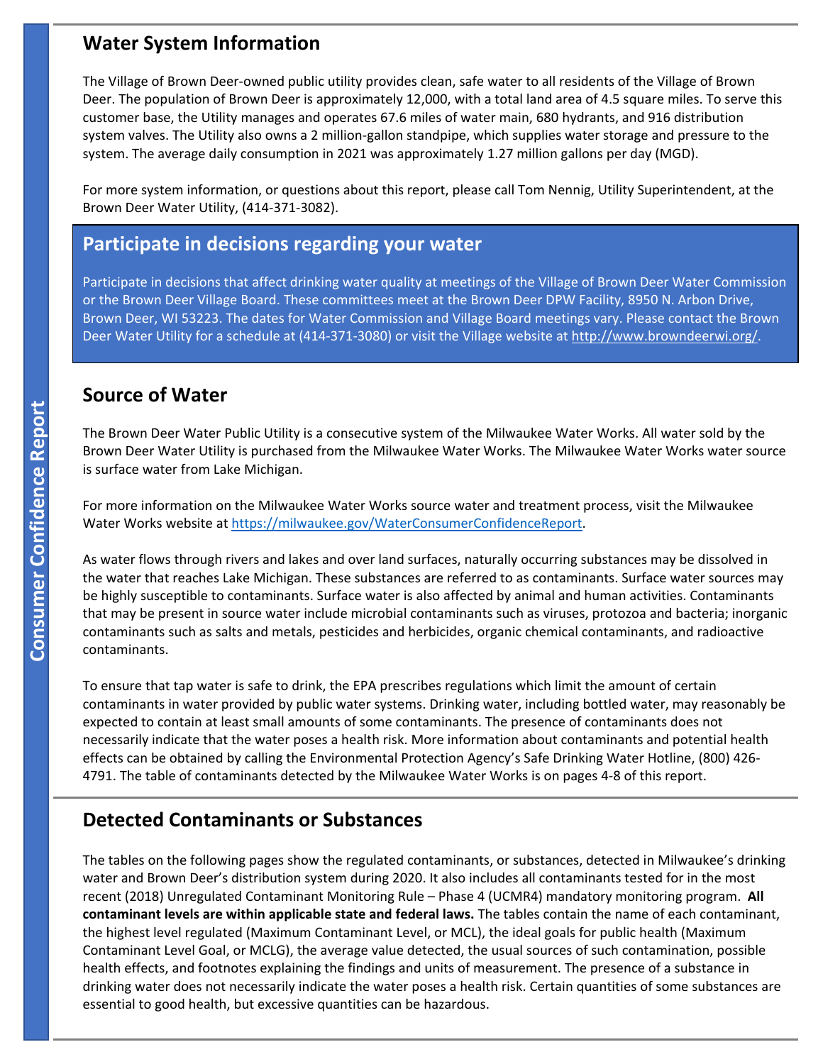## Water System Information

The Village of Brown Deer-owned public utility provides clean, safe water to all residents of the Village of Brown Deer. The population of Brown Deer is approximately 12,000, with a total land area of 4.5 square miles. To serve this customer base, the Utility manages and operates 67.6 miles of water main, 680 hydrants, and 916 distribution system valves. The Utility also owns a 2 million-gallon standpipe, which supplies water storage and pressure to the system. The average daily consumption in 2021 was approximately 1.27 million gallons per day (MGD).

For more system information, or questions about this report, please call Tom Nennig, Utility Superintendent, at the Brown Deer Water Utility, (414-371-3082).

## Participate in decisions regarding your water

Participate in decisions that affect drinking water quality at meetings of the Village of Brown Deer Water Commission or the Brown Deer Village Board. These committees meet at the Brown Deer DPW Facility, 8950 N. Arbon Drive, Brown Deer, WI 53223. The dates for Water Commission and Village Board meetings vary. Please contact the Brown Deer Water Utility for a schedule at (414-371-3080) or visit the Village website at http://www.browndeerwi.org/.

## Source of Water

The Brown Deer Water Public Utility is a consecutive system of the Milwaukee Water Works. All water sold by the Brown Deer Water Utility is purchased from the Milwaukee Water Works. The Milwaukee Water Works water source is surface water from Lake Michigan.

For more information on the Milwaukee Water Works source water and treatment process, visit the Milwaukee Water Works website at https://milwaukee.gov/WaterConsumerConfidenceReport.

As water flows through rivers and lakes and over land surfaces, naturally occurring substances may be dissolved in the water that reaches Lake Michigan. These substances are referred to as contaminants. Surface water sources may be highly susceptible to contaminants. Surface water is also affected by animal and human activities. Contaminants that may be present in source water include microbial contaminants such as viruses, protozoa and bacteria; inorganic contaminants such as salts and metals, pesticides and herbicides, organic chemical contaminants, and radioactive contaminants.

To ensure that tap water is safe to drink, the EPA prescribes regulations which limit the amount of certain contaminants in water provided by public water systems. Drinking water, including bottled water, may reasonably be expected to contain at least small amounts of some contaminants. The presence of contaminants does not necessarily indicate that the water poses a health risk. More information about contaminants and potential health effects can be obtained by calling the Environmental Protection Agency's Safe Drinking Water Hotline, (800) 426-4791. The table of contaminants detected by the Milwaukee Water Works is on pages 4-8 of this report.

## Detected Contaminants or Substances

The tables on the following pages show the regulated contaminants, or substances, detected in Milwaukee's drinking water and Brown Deer's distribution system during 2020. It also includes all contaminants tested for in the most recent (2018) Unregulated Contaminant Monitoring Rule – Phase 4 (UCMR4) mandatory monitoring program. **All contaminant levels are within applicable state and federal laws.** The tables contain the name of each contaminant, the highest level regulated (Maximum Contaminant Level, or MCL), the ideal goals for public health (Maximum Contaminant Level Goal, or MCLG), the average value detected, the usual sources of such contamination, possible health effects, and footnotes explaining the findings and units of measurement. The presence of a substance in drinking water does not necessarily indicate the water poses a health risk. Certain quantities of some substances are essential to good health, but excessive quantities can be hazardous.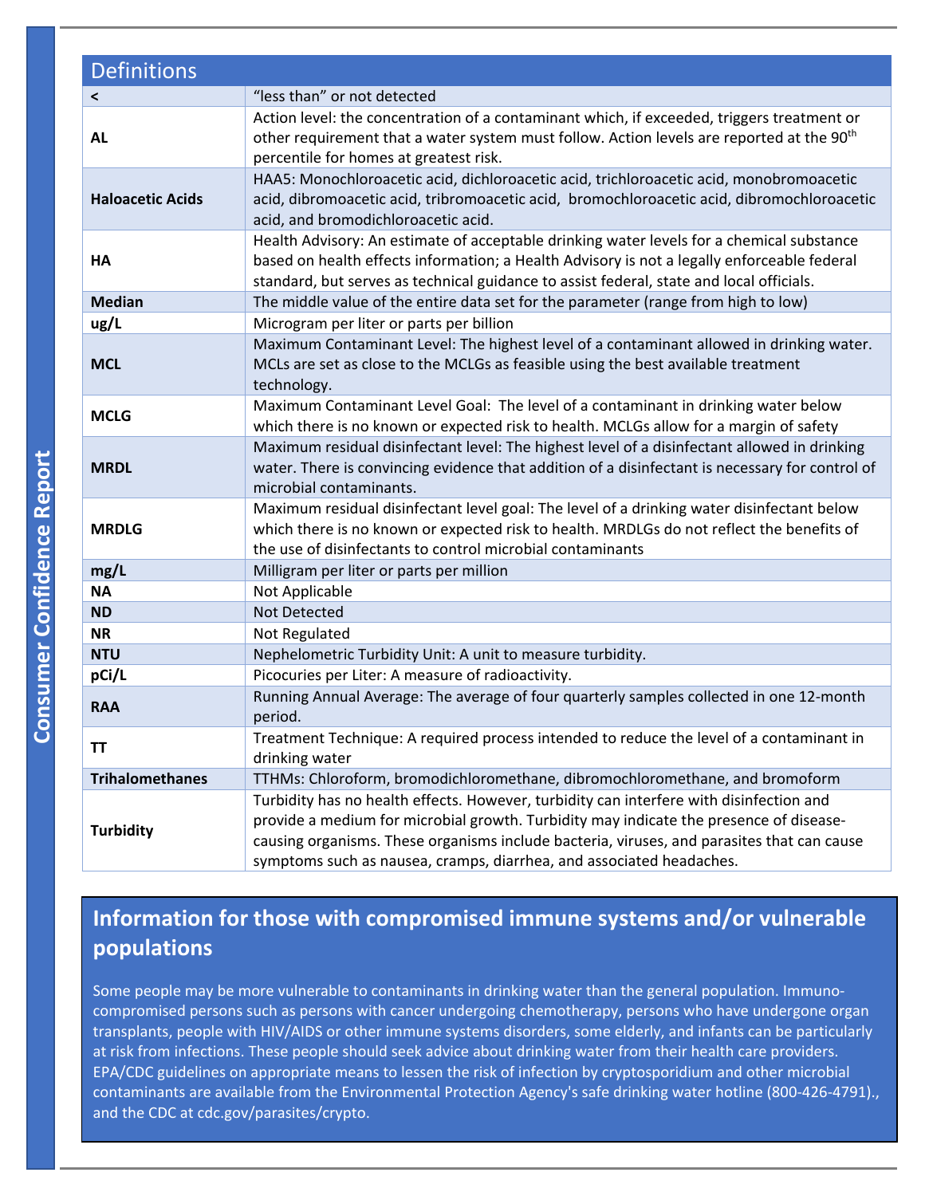| Definitions | |
|---|---|
| **<** | "less than" or not detected |
| **AL** | Action level: the concentration of a contaminant which, if exceeded, triggers treatment or other requirement that a water system must follow. Action levels are reported at the 90th percentile for homes at greatest risk. |
| **Haloacetic Acids** | HAA5: Monochloroacetic acid, dichloroacetic acid, trichloroacetic acid, monobromoacetic acid, dibromoacetic acid, tribromoacetic acid, bromochloroacetic acid, dibromochloroacetic acid, and bromodichloroacetic acid. |
| **HA** | Health Advisory: An estimate of acceptable drinking water levels for a chemical substance based on health effects information; a Health Advisory is not a legally enforceable federal standard, but serves as technical guidance to assist federal, state and local officials. |
| **Median** | The middle value of the entire data set for the parameter (range from high to low) |
| **ug/L** | Microgram per liter or parts per billion |
| **MCL** | Maximum Contaminant Level: The highest level of a contaminant allowed in drinking water. MCLs are set as close to the MCLGs as feasible using the best available treatment technology. |
| **MCLG** | Maximum Contaminant Level Goal: The level of a contaminant in drinking water below which there is no known or expected risk to health. MCLGs allow for a margin of safety |
| **MRDL** | Maximum residual disinfectant level: The highest level of a disinfectant allowed in drinking water. There is convincing evidence that addition of a disinfectant is necessary for control of microbial contaminants. |
| **MRDLG** | Maximum residual disinfectant level goal: The level of a drinking water disinfectant below which there is no known or expected risk to health. MRDLGs do not reflect the benefits of the use of disinfectants to control microbial contaminants |
| **mg/L** | Milligram per liter or parts per million |
| **NA** | Not Applicable |
| **ND** | Not Detected |
| **NR** | Not Regulated |
| **NTU** | Nephelometric Turbidity Unit: A unit to measure turbidity. |
| **pCi/L** | Picocuries per Liter: A measure of radioactivity. |
| **RAA** | Running Annual Average: The average of four quarterly samples collected in one 12-month period. |
| **TT** | Treatment Technique: A required process intended to reduce the level of a contaminant in drinking water |
| **Trihalomethanes** | TTHMs: Chloroform, bromodichloromethane, dibromochloromethane, and bromoform |
| **Turbidity** | Turbidity has no health effects. However, turbidity can interfere with disinfection and provide a medium for microbial growth. Turbidity may indicate the presence of disease-causing organisms. These organisms include bacteria, viruses, and parasites that can cause symptoms such as nausea, cramps, diarrhea, and associated headaches. |

## Information for those with compromised immune systems and/or vulnerable populations

Some people may be more vulnerable to contaminants in drinking water than the general population. Immuno-compromised persons such as persons with cancer undergoing chemotherapy, persons who have undergone organ transplants, people with HIV/AIDS or other immune systems disorders, some elderly, and infants can be particularly at risk from infections. These people should seek advice about drinking water from their health care providers. EPA/CDC guidelines on appropriate means to lessen the risk of infection by cryptosporidium and other microbial contaminants are available from the Environmental Protection Agency's safe drinking water hotline (800-426-4791)., and the CDC at cdc.gov/parasites/crypto.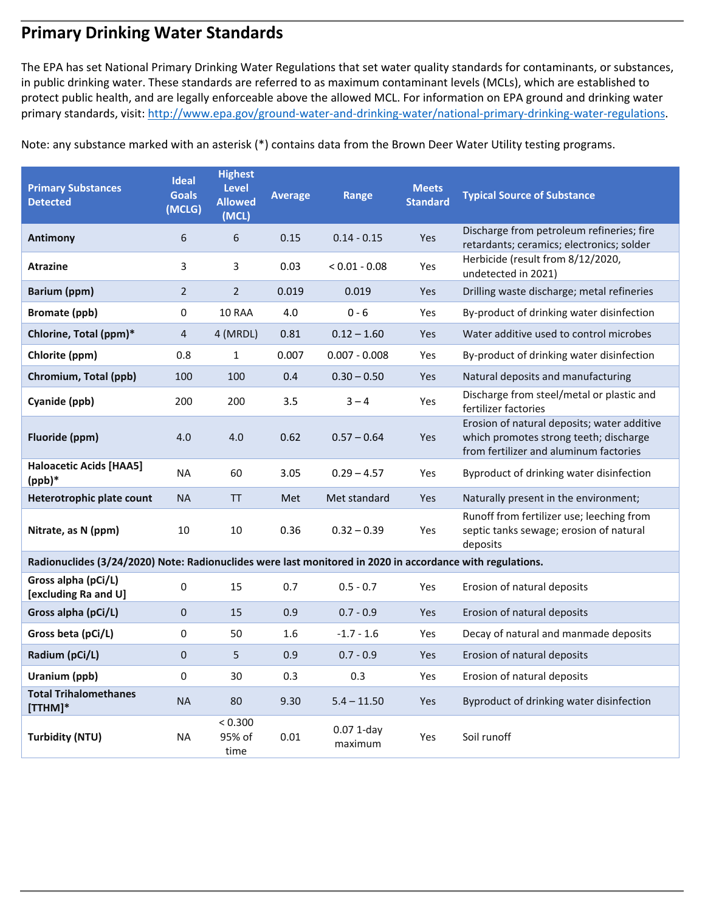## Primary Drinking Water Standards

The EPA has set National Primary Drinking Water Regulations that set water quality standards for contaminants, or substances, in public drinking water. These standards are referred to as maximum contaminant levels (MCLs), which are established to protect public health, and are legally enforceable above the allowed MCL. For information on EPA ground and drinking water primary standards, visit: http://www.epa.gov/ground-water-and-drinking-water/national-primary-drinking-water-regulations.

Note: any substance marked with an asterisk (*) contains data from the Brown Deer Water Utility testing programs.

| Primary Substances Detected | Ideal Goals (MCLG) | Highest Level Allowed (MCL) | Average | Range | Meets Standard | Typical Source of Substance |
|---|---|---|---|---|---|---|
| **Antimony** | 6 | 6 | 0.15 | 0.14 - 0.15 | Yes | Discharge from petroleum refineries; fire retardants; ceramics; electronics; solder |
| **Atrazine** | 3 | 3 | 0.03 | < 0.01 - 0.08 | Yes | Herbicide (result from 8/12/2020, undetected in 2021) |
| **Barium (ppm)** | 2 | 2 | 0.019 | 0.019 | Yes | Drilling waste discharge; metal refineries |
| **Bromate (ppb)** | 0 | 10 RAA | 4.0 | 0 - 6 | Yes | By-product of drinking water disinfection |
| **Chlorine, Total (ppm)*** | 4 | 4 (MRDL) | 0.81 | 0.12 – 1.60 | Yes | Water additive used to control microbes |
| **Chlorite (ppm)** | 0.8 | 1 | 0.007 | 0.007 - 0.008 | Yes | By-product of drinking water disinfection |
| **Chromium, Total (ppb)** | 100 | 100 | 0.4 | 0.30 – 0.50 | Yes | Natural deposits and manufacturing |
| **Cyanide (ppb)** | 200 | 200 | 3.5 | 3 – 4 | Yes | Discharge from steel/metal or plastic and fertilizer factories |
| **Fluoride (ppm)** | 4.0 | 4.0 | 0.62 | 0.57 – 0.64 | Yes | Erosion of natural deposits; water additive which promotes strong teeth; discharge from fertilizer and aluminum factories |
| **Haloacetic Acids [HAA5] (ppb)*** | NA | 60 | 3.05 | 0.29 – 4.57 | Yes | Byproduct of drinking water disinfection |
| **Heterotrophic plate count** | NA | TT | Met | Met standard | Yes | Naturally present in the environment; |
| **Nitrate, as N (ppm)** | 10 | 10 | 0.36 | 0.32 – 0.39 | Yes | Runoff from fertilizer use; leeching from septic tanks sewage; erosion of natural deposits |
| **Radionuclides (3/24/2020) Note: Radionuclides were last monitored in 2020 in accordance with regulations.** | | | | | | |
| **Gross alpha (pCi/L) [excluding Ra and U]** | 0 | 15 | 0.7 | 0.5 - 0.7 | Yes | Erosion of natural deposits |
| **Gross alpha (pCi/L)** | 0 | 15 | 0.9 | 0.7 - 0.9 | Yes | Erosion of natural deposits |
| **Gross beta (pCi/L)** | 0 | 50 | 1.6 | -1.7 - 1.6 | Yes | Decay of natural and manmade deposits |
| **Radium (pCi/L)** | 0 | 5 | 0.9 | 0.7 - 0.9 | Yes | Erosion of natural deposits |
| **Uranium (ppb)** | 0 | 30 | 0.3 | 0.3 | Yes | Erosion of natural deposits |
| **Total Trihalomethanes [TTHM]*** | NA | 80 | 9.30 | 5.4 – 11.50 | Yes | Byproduct of drinking water disinfection |
| **Turbidity (NTU)** | NA | < 0.300 95% of time | 0.01 | 0.07 1-day maximum | Yes | Soil runoff |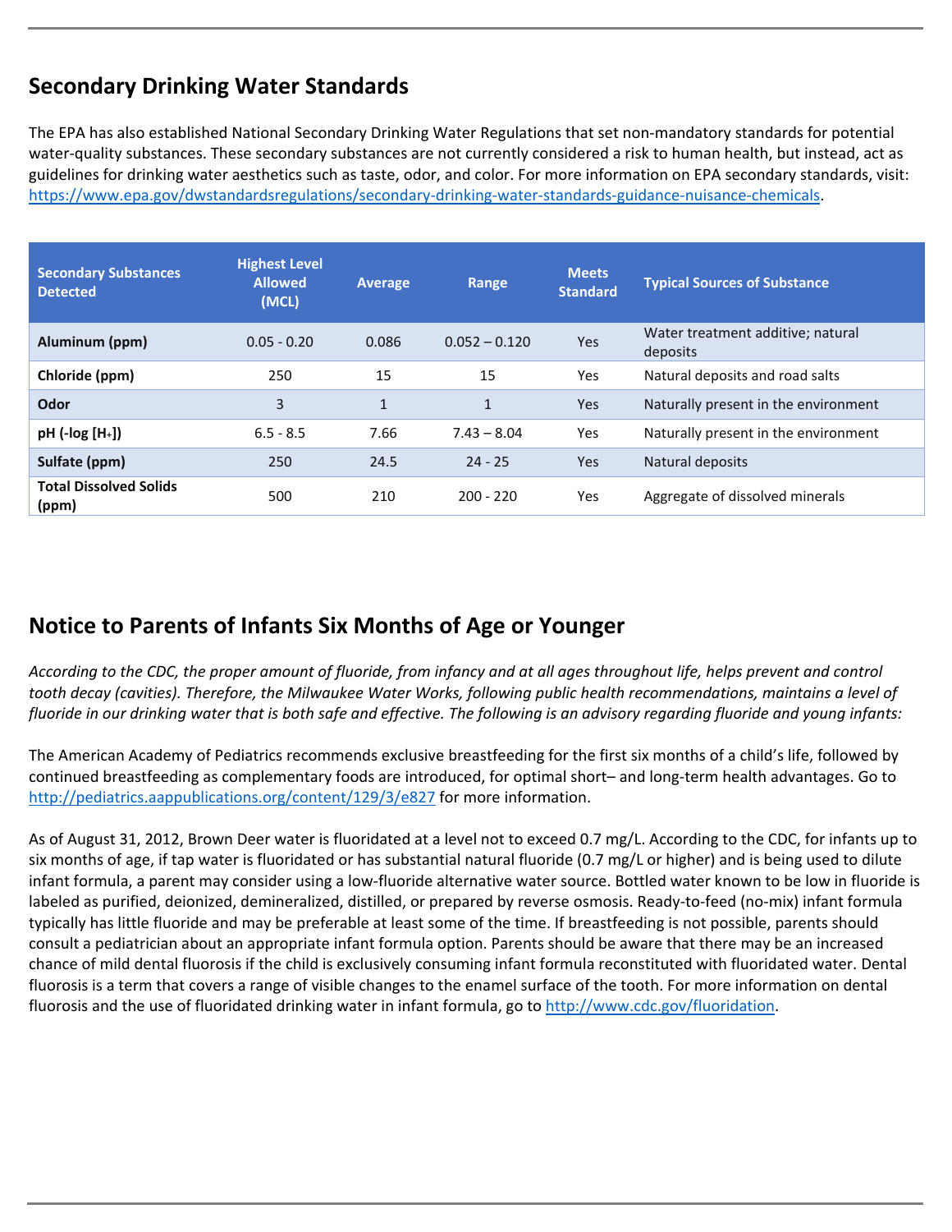## Secondary Drinking Water Standards

The EPA has also established National Secondary Drinking Water Regulations that set non-mandatory standards for potential water-quality substances. These secondary substances are not currently considered a risk to human health, but instead, act as guidelines for drinking water aesthetics such as taste, odor, and color. For more information on EPA secondary standards, visit: https://www.epa.gov/dwstandardsregulations/secondary-drinking-water-standards-guidance-nuisance-chemicals.

| Secondary Substances Detected | Highest Level Allowed (MCL) | Average | Range | Meets Standard | Typical Sources of Substance |
|---|---|---|---|---|---|
| **Aluminum (ppm)** | 0.05 - 0.20 | 0.086 | 0.052 – 0.120 | Yes | Water treatment additive; natural deposits |
| **Chloride (ppm)** | 250 | 15 | 15 | Yes | Natural deposits and road salts |
| **Odor** | 3 | 1 | 1 | Yes | Naturally present in the environment |
| **pH (-log [$H_+$])** | 6.5 - 8.5 | 7.66 | 7.43 – 8.04 | Yes | Naturally present in the environment |
| **Sulfate (ppm)** | 250 | 24.5 | 24 - 25 | Yes | Natural deposits |
| **Total Dissolved Solids (ppm)** | 500 | 210 | 200 - 220 | Yes | Aggregate of dissolved minerals |

## Notice to Parents of Infants Six Months of Age or Younger

*According to the CDC, the proper amount of fluoride, from infancy and at all ages throughout life, helps prevent and control tooth decay (cavities). Therefore, the Milwaukee Water Works, following public health recommendations, maintains a level of fluoride in our drinking water that is both safe and effective. The following is an advisory regarding fluoride and young infants:*

The American Academy of Pediatrics recommends exclusive breastfeeding for the first six months of a child's life, followed by continued breastfeeding as complementary foods are introduced, for optimal short– and long-term health advantages. Go to http://pediatrics.aappublications.org/content/129/3/e827 for more information.

As of August 31, 2012, Brown Deer water is fluoridated at a level not to exceed 0.7 mg/L. According to the CDC, for infants up to six months of age, if tap water is fluoridated or has substantial natural fluoride (0.7 mg/L or higher) and is being used to dilute infant formula, a parent may consider using a low-fluoride alternative water source. Bottled water known to be low in fluoride is labeled as purified, deionized, demineralized, distilled, or prepared by reverse osmosis. Ready-to-feed (no-mix) infant formula typically has little fluoride and may be preferable at least some of the time. If breastfeeding is not possible, parents should consult a pediatrician about an appropriate infant formula option. Parents should be aware that there may be an increased chance of mild dental fluorosis if the child is exclusively consuming infant formula reconstituted with fluoridated water. Dental fluorosis is a term that covers a range of visible changes to the enamel surface of the tooth. For more information on dental fluorosis and the use of fluoridated drinking water in infant formula, go to http://www.cdc.gov/fluoridation.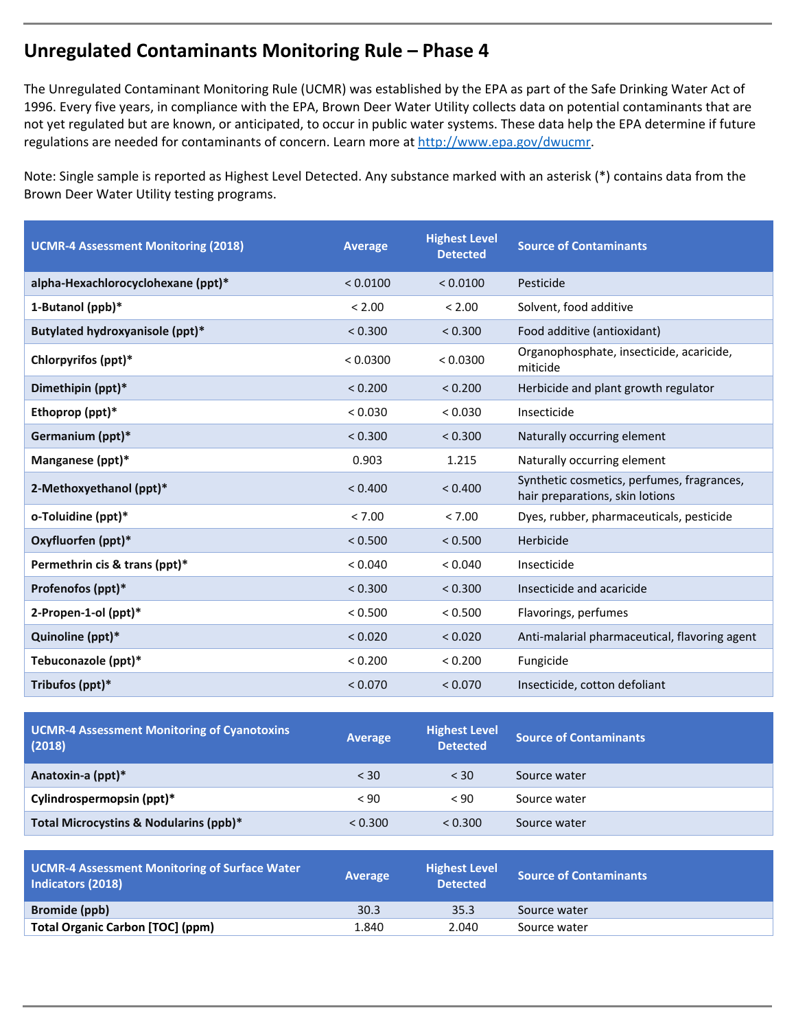# Unregulated Contaminants Monitoring Rule – Phase 4

The Unregulated Contaminant Monitoring Rule (UCMR) was established by the EPA as part of the Safe Drinking Water Act of 1996. Every five years, in compliance with the EPA, Brown Deer Water Utility collects data on potential contaminants that are not yet regulated but are known, or anticipated, to occur in public water systems. These data help the EPA determine if future regulations are needed for contaminants of concern. Learn more at http://www.epa.gov/dwucmr.

Note: Single sample is reported as Highest Level Detected. Any substance marked with an asterisk (*) contains data from the Brown Deer Water Utility testing programs.

| UCMR-4 Assessment Monitoring (2018) | Average | Highest Level Detected | Source of Contaminants |
|---|---|---|---|
| **alpha-Hexachlorocyclohexane (ppt)*** | < 0.0100 | < 0.0100 | Pesticide |
| **1-Butanol (ppb)*** | < 2.00 | < 2.00 | Solvent, food additive |
| **Butylated hydroxyanisole (ppt)*** | < 0.300 | < 0.300 | Food additive (antioxidant) |
| **Chlorpyrifos (ppt)*** | < 0.0300 | < 0.0300 | Organophosphate, insecticide, acaricide, miticide |
| **Dimethipin (ppt)*** | < 0.200 | < 0.200 | Herbicide and plant growth regulator |
| **Ethoprop (ppt)*** | < 0.030 | < 0.030 | Insecticide |
| **Germanium (ppt)*** | < 0.300 | < 0.300 | Naturally occurring element |
| **Manganese (ppt)*** | 0.903 | 1.215 | Naturally occurring element |
| **2-Methoxyethanol (ppt)*** | < 0.400 | < 0.400 | Synthetic cosmetics, perfumes, fragrances, hair preparations, skin lotions |
| **o-Toluidine (ppt)*** | < 7.00 | < 7.00 | Dyes, rubber, pharmaceuticals, pesticide |
| **Oxyfluorfen (ppt)*** | < 0.500 | < 0.500 | Herbicide |
| **Permethrin cis & trans (ppt)*** | < 0.040 | < 0.040 | Insecticide |
| **Profenofos (ppt)*** | < 0.300 | < 0.300 | Insecticide and acaricide |
| **2-Propen-1-ol (ppt)*** | < 0.500 | < 0.500 | Flavorings, perfumes |
| **Quinoline (ppt)*** | < 0.020 | < 0.020 | Anti-malarial pharmaceutical, flavoring agent |
| **Tebuconazole (ppt)*** | < 0.200 | < 0.200 | Fungicide |
| **Tribufos (ppt)*** | < 0.070 | < 0.070 | Insecticide, cotton defoliant |

| UCMR-4 Assessment Monitoring of Cyanotoxins (2018) | Average | Highest Level Detected | Source of Contaminants |
|---|---|---|---|
| **Anatoxin-a (ppt)*** | < 30 | < 30 | Source water |
| **Cylindrospermopsin (ppt)*** | < 90 | < 90 | Source water |
| **Total Microcystins & Nodularins (ppb)*** | < 0.300 | < 0.300 | Source water |

| UCMR-4 Assessment Monitoring of Surface Water Indicators (2018) | Average | Highest Level Detected | Source of Contaminants |
|---|---|---|---|
| **Bromide (ppb)** | 30.3 | 35.3 | Source water |
| **Total Organic Carbon [TOC] (ppm)** | 1.840 | 2.040 | Source water |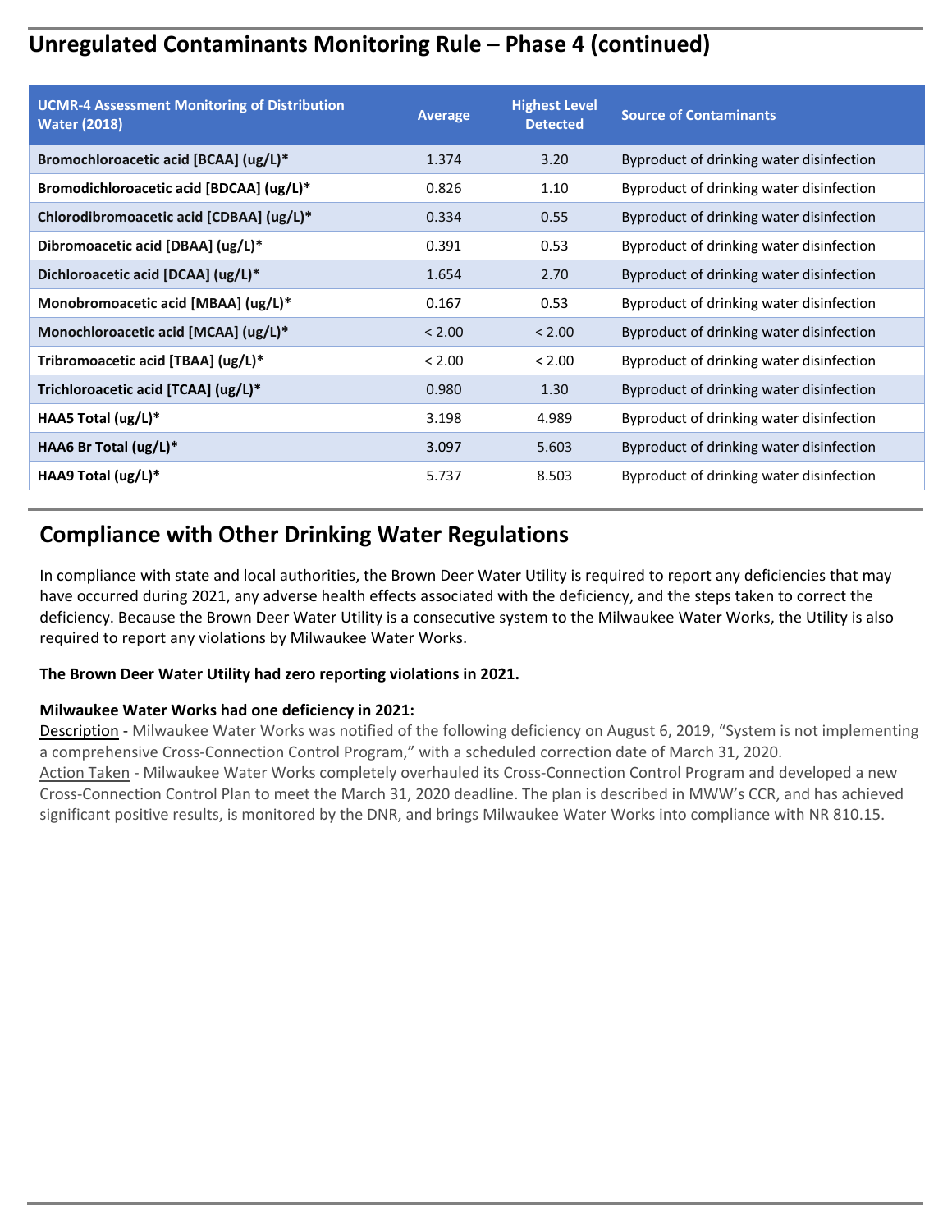## Unregulated Contaminants Monitoring Rule – Phase 4 (continued)

| UCMR-4 Assessment Monitoring of Distribution Water (2018) | Average | Highest Level Detected | Source of Contaminants |
|---|---|---|---|
| **Bromochloroacetic acid [BCAA] (ug/L)*** | 1.374 | 3.20 | Byproduct of drinking water disinfection |
| **Bromodichloroacetic acid [BDCAA] (ug/L)*** | 0.826 | 1.10 | Byproduct of drinking water disinfection |
| **Chlorodibromoacetic acid [CDBAA] (ug/L)*** | 0.334 | 0.55 | Byproduct of drinking water disinfection |
| **Dibromoacetic acid [DBAA] (ug/L)*** | 0.391 | 0.53 | Byproduct of drinking water disinfection |
| **Dichloroacetic acid [DCAA] (ug/L)*** | 1.654 | 2.70 | Byproduct of drinking water disinfection |
| **Monobromoacetic acid [MBAA] (ug/L)*** | 0.167 | 0.53 | Byproduct of drinking water disinfection |
| **Monochloroacetic acid [MCAA] (ug/L)*** | < 2.00 | < 2.00 | Byproduct of drinking water disinfection |
| **Tribromoacetic acid [TBAA] (ug/L)*** | < 2.00 | < 2.00 | Byproduct of drinking water disinfection |
| **Trichloroacetic acid [TCAA] (ug/L)*** | 0.980 | 1.30 | Byproduct of drinking water disinfection |
| **HAA5 Total (ug/L)*** | 3.198 | 4.989 | Byproduct of drinking water disinfection |
| **HAA6 Br Total (ug/L)*** | 3.097 | 5.603 | Byproduct of drinking water disinfection |
| **HAA9 Total (ug/L)*** | 5.737 | 8.503 | Byproduct of drinking water disinfection |

## Compliance with Other Drinking Water Regulations

In compliance with state and local authorities, the Brown Deer Water Utility is required to report any deficiencies that may have occurred during 2021, any adverse health effects associated with the deficiency, and the steps taken to correct the deficiency. Because the Brown Deer Water Utility is a consecutive system to the Milwaukee Water Works, the Utility is also required to report any violations by Milwaukee Water Works.

**The Brown Deer Water Utility had zero reporting violations in 2021.**

**Milwaukee Water Works had one deficiency in 2021:**

Description - Milwaukee Water Works was notified of the following deficiency on August 6, 2019, “System is not implementing a comprehensive Cross-Connection Control Program,” with a scheduled correction date of March 31, 2020.

Action Taken - Milwaukee Water Works completely overhauled its Cross-Connection Control Program and developed a new Cross-Connection Control Plan to meet the March 31, 2020 deadline. The plan is described in MWW’s CCR, and has achieved significant positive results, is monitored by the DNR, and brings Milwaukee Water Works into compliance with NR 810.15.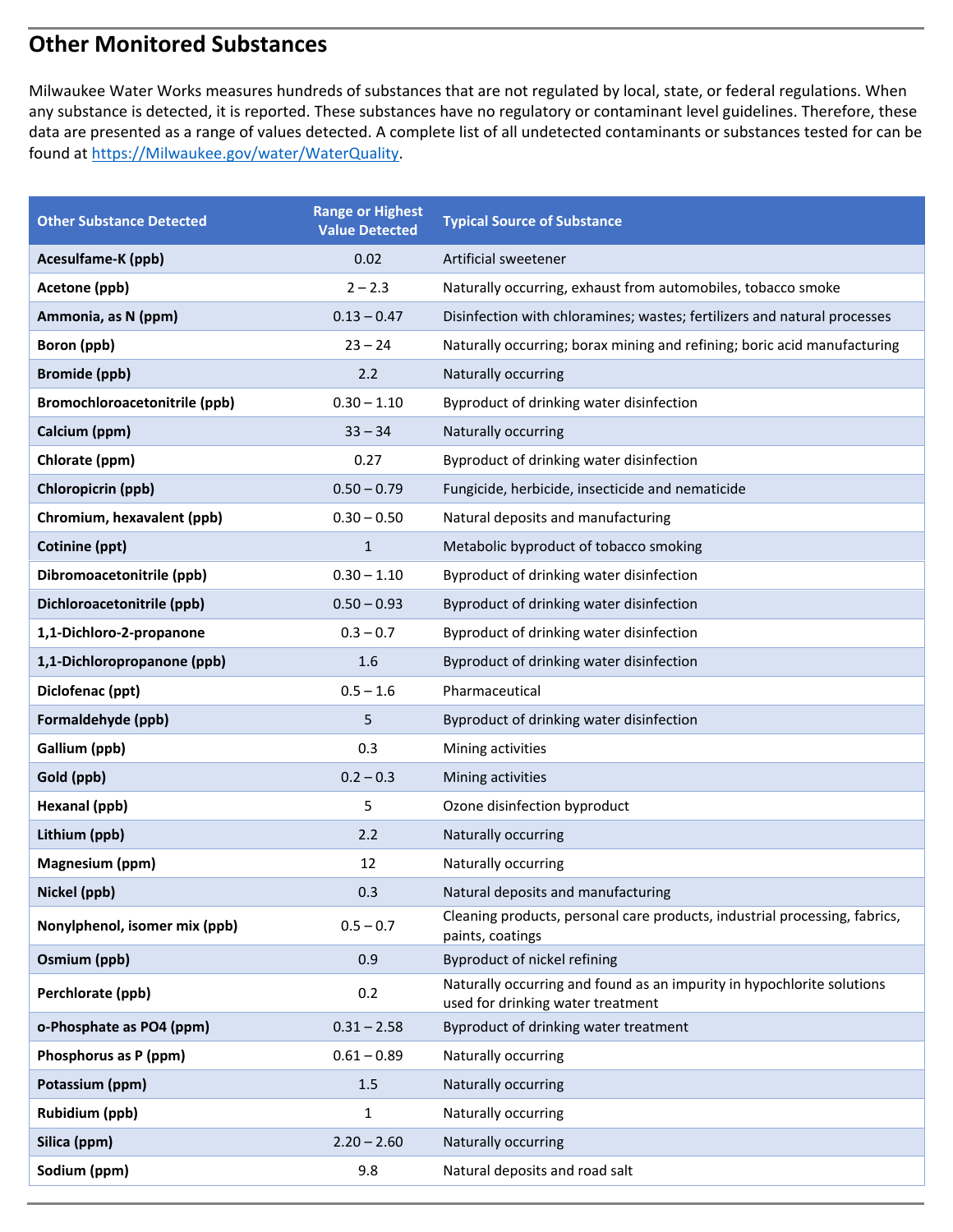## Other Monitored Substances

Milwaukee Water Works measures hundreds of substances that are not regulated by local, state, or federal regulations. When any substance is detected, it is reported. These substances have no regulatory or contaminant level guidelines. Therefore, these data are presented as a range of values detected. A complete list of all undetected contaminants or substances tested for can be found at https://Milwaukee.gov/water/WaterQuality.

| Other Substance Detected | Range or Highest Value Detected | Typical Source of Substance |
|---|---|---|
| **Acesulfame-K (ppb)** | 0.02 | Artificial sweetener |
| **Acetone (ppb)** | 2 – 2.3 | Naturally occurring, exhaust from automobiles, tobacco smoke |
| **Ammonia, as N (ppm)** | 0.13 – 0.47 | Disinfection with chloramines; wastes; fertilizers and natural processes |
| **Boron (ppb)** | 23 – 24 | Naturally occurring; borax mining and refining; boric acid manufacturing |
| **Bromide (ppb)** | 2.2 | Naturally occurring |
| **Bromochloroacetonitrile (ppb)** | 0.30 – 1.10 | Byproduct of drinking water disinfection |
| **Calcium (ppm)** | 33 – 34 | Naturally occurring |
| **Chlorate (ppm)** | 0.27 | Byproduct of drinking water disinfection |
| **Chloropicrin (ppb)** | 0.50 – 0.79 | Fungicide, herbicide, insecticide and nematicide |
| **Chromium, hexavalent (ppb)** | 0.30 – 0.50 | Natural deposits and manufacturing |
| **Cotinine (ppt)** | 1 | Metabolic byproduct of tobacco smoking |
| **Dibromoacetonitrile (ppb)** | 0.30 – 1.10 | Byproduct of drinking water disinfection |
| **Dichloroacetonitrile (ppb)** | 0.50 – 0.93 | Byproduct of drinking water disinfection |
| **1,1-Dichloro-2-propanone** | 0.3 – 0.7 | Byproduct of drinking water disinfection |
| **1,1-Dichloropropanone (ppb)** | 1.6 | Byproduct of drinking water disinfection |
| **Diclofenac (ppt)** | 0.5 – 1.6 | Pharmaceutical |
| **Formaldehyde (ppb)** | 5 | Byproduct of drinking water disinfection |
| **Gallium (ppb)** | 0.3 | Mining activities |
| **Gold (ppb)** | 0.2 – 0.3 | Mining activities |
| **Hexanal (ppb)** | 5 | Ozone disinfection byproduct |
| **Lithium (ppb)** | 2.2 | Naturally occurring |
| **Magnesium (ppm)** | 12 | Naturally occurring |
| **Nickel (ppb)** | 0.3 | Natural deposits and manufacturing |
| **Nonylphenol, isomer mix (ppb)** | 0.5 – 0.7 | Cleaning products, personal care products, industrial processing, fabrics, paints, coatings |
| **Osmium (ppb)** | 0.9 | Byproduct of nickel refining |
| **Perchlorate (ppb)** | 0.2 | Naturally occurring and found as an impurity in hypochlorite solutions used for drinking water treatment |
| **o-Phosphate as PO4 (ppm)** | 0.31 – 2.58 | Byproduct of drinking water treatment |
| **Phosphorus as P (ppm)** | 0.61 – 0.89 | Naturally occurring |
| **Potassium (ppm)** | 1.5 | Naturally occurring |
| **Rubidium (ppb)** | 1 | Naturally occurring |
| **Silica (ppm)** | 2.20 – 2.60 | Naturally occurring |
| **Sodium (ppm)** | 9.8 | Natural deposits and road salt |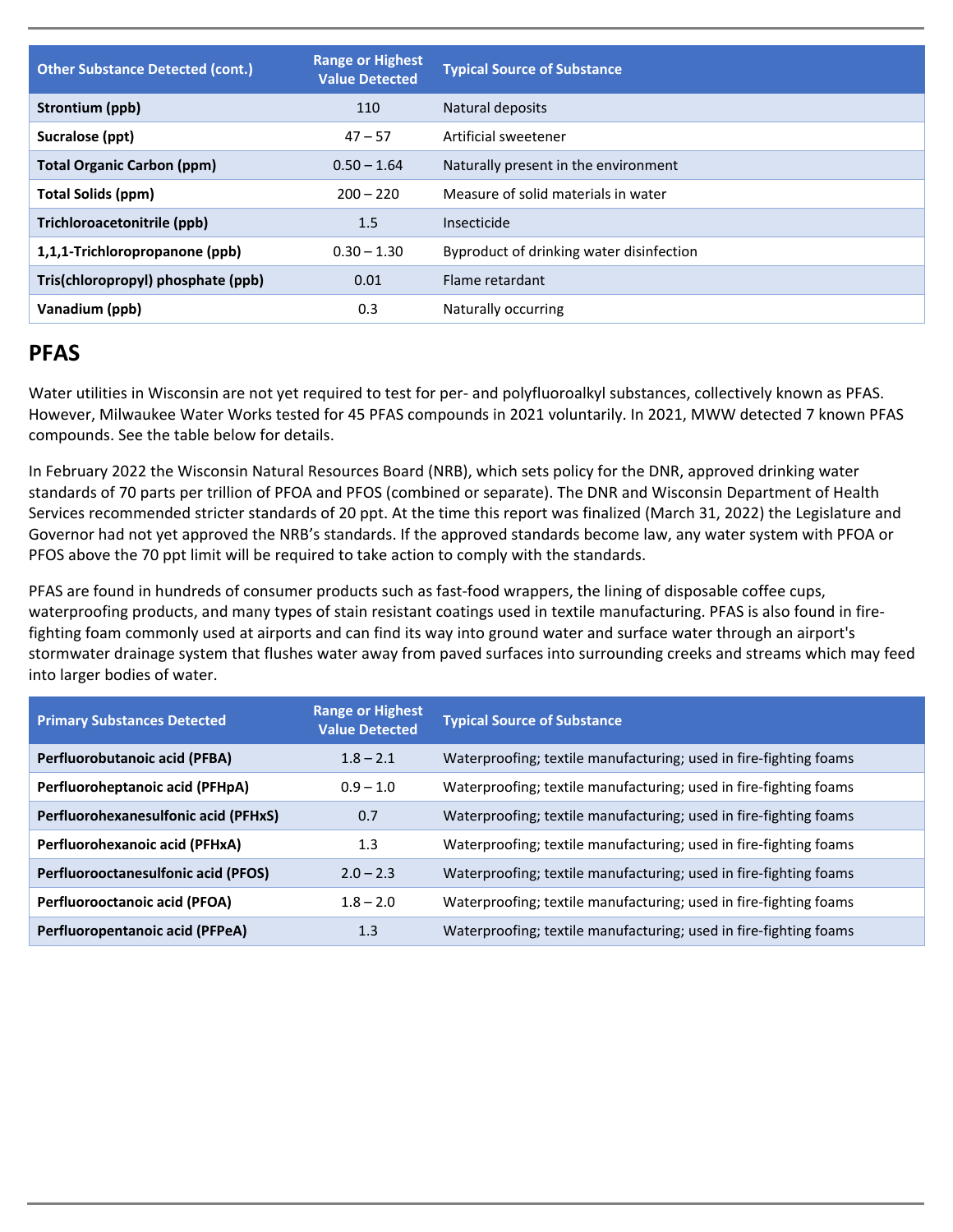| Other Substance Detected (cont.) | Range or Highest Value Detected | Typical Source of Substance |
|---|---|---|
| **Strontium (ppb)** | 110 | Natural deposits |
| **Sucralose (ppt)** | 47 – 57 | Artificial sweetener |
| **Total Organic Carbon (ppm)** | 0.50 – 1.64 | Naturally present in the environment |
| **Total Solids (ppm)** | 200 – 220 | Measure of solid materials in water |
| **Trichloroacetonitrile (ppb)** | 1.5 | Insecticide |
| **1,1,1-Trichloropropanone (ppb)** | 0.30 – 1.30 | Byproduct of drinking water disinfection |
| **Tris(chloropropyl) phosphate (ppb)** | 0.01 | Flame retardant |
| **Vanadium (ppb)** | 0.3 | Naturally occurring |

## PFAS

Water utilities in Wisconsin are not yet required to test for per- and polyfluoroalkyl substances, collectively known as PFAS. However, Milwaukee Water Works tested for 45 PFAS compounds in 2021 voluntarily. In 2021, MWW detected 7 known PFAS compounds. See the table below for details.

In February 2022 the Wisconsin Natural Resources Board (NRB), which sets policy for the DNR, approved drinking water standards of 70 parts per trillion of PFOA and PFOS (combined or separate). The DNR and Wisconsin Department of Health Services recommended stricter standards of 20 ppt. At the time this report was finalized (March 31, 2022) the Legislature and Governor had not yet approved the NRB's standards. If the approved standards become law, any water system with PFOA or PFOS above the 70 ppt limit will be required to take action to comply with the standards.

PFAS are found in hundreds of consumer products such as fast-food wrappers, the lining of disposable coffee cups, waterproofing products, and many types of stain resistant coatings used in textile manufacturing. PFAS is also found in fire-fighting foam commonly used at airports and can find its way into ground water and surface water through an airport's stormwater drainage system that flushes water away from paved surfaces into surrounding creeks and streams which may feed into larger bodies of water.

| Primary Substances Detected | Range or Highest Value Detected | Typical Source of Substance |
|---|---|---|
| **Perfluorobutanoic acid (PFBA)** | 1.8 – 2.1 | Waterproofing; textile manufacturing; used in fire-fighting foams |
| **Perfluoroheptanoic acid (PFHpA)** | 0.9 – 1.0 | Waterproofing; textile manufacturing; used in fire-fighting foams |
| **Perfluorohexanesulfonic acid (PFHxS)** | 0.7 | Waterproofing; textile manufacturing; used in fire-fighting foams |
| **Perfluorohexanoic acid (PFHxA)** | 1.3 | Waterproofing; textile manufacturing; used in fire-fighting foams |
| **Perfluorooctanesulfonic acid (PFOS)** | 2.0 – 2.3 | Waterproofing; textile manufacturing; used in fire-fighting foams |
| **Perfluorooctanoic acid (PFOA)** | 1.8 – 2.0 | Waterproofing; textile manufacturing; used in fire-fighting foams |
| **Perfluoropentanoic acid (PFPeA)** | 1.3 | Waterproofing; textile manufacturing; used in fire-fighting foams |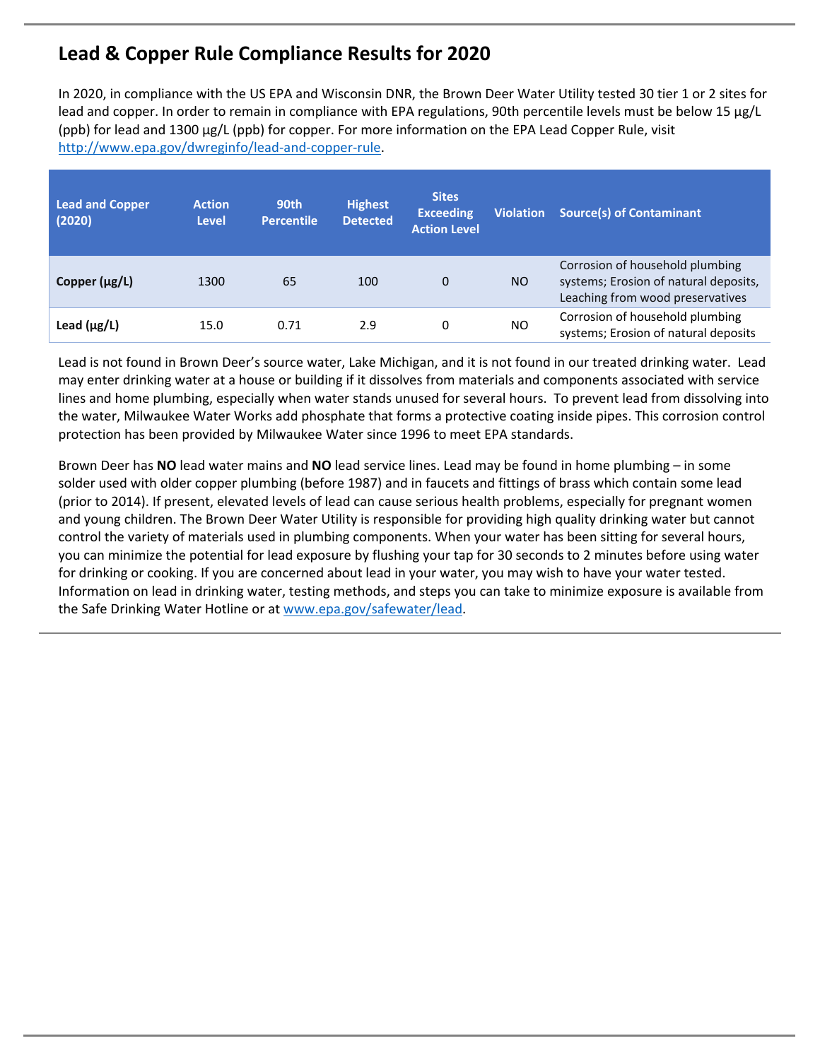## Lead & Copper Rule Compliance Results for 2020

In 2020, in compliance with the US EPA and Wisconsin DNR, the Brown Deer Water Utility tested 30 tier 1 or 2 sites for lead and copper. In order to remain in compliance with EPA regulations, 90th percentile levels must be below 15 µg/L (ppb) for lead and 1300 µg/L (ppb) for copper. For more information on the EPA Lead Copper Rule, visit http://www.epa.gov/dwreginfo/lead-and-copper-rule.

| Lead and Copper (2020) | Action Level | 90th Percentile | Highest Detected | Sites Exceeding Action Level | Violation | Source(s) of Contaminant |
|---|---|---|---|---|---|---|
| **Copper (µg/L)** | 1300 | 65 | 100 | 0 | NO | Corrosion of household plumbing systems; Erosion of natural deposits, Leaching from wood preservatives |
| **Lead (µg/L)** | 15.0 | 0.71 | 2.9 | 0 | NO | Corrosion of household plumbing systems; Erosion of natural deposits |

Lead is not found in Brown Deer's source water, Lake Michigan, and it is not found in our treated drinking water. Lead may enter drinking water at a house or building if it dissolves from materials and components associated with service lines and home plumbing, especially when water stands unused for several hours. To prevent lead from dissolving into the water, Milwaukee Water Works add phosphate that forms a protective coating inside pipes. This corrosion control protection has been provided by Milwaukee Water since 1996 to meet EPA standards.

Brown Deer has **NO** lead water mains and **NO** lead service lines. Lead may be found in home plumbing – in some solder used with older copper plumbing (before 1987) and in faucets and fittings of brass which contain some lead (prior to 2014). If present, elevated levels of lead can cause serious health problems, especially for pregnant women and young children. The Brown Deer Water Utility is responsible for providing high quality drinking water but cannot control the variety of materials used in plumbing components. When your water has been sitting for several hours, you can minimize the potential for lead exposure by flushing your tap for 30 seconds to 2 minutes before using water for drinking or cooking. If you are concerned about lead in your water, you may wish to have your water tested. Information on lead in drinking water, testing methods, and steps you can take to minimize exposure is available from the Safe Drinking Water Hotline or at www.epa.gov/safewater/lead.